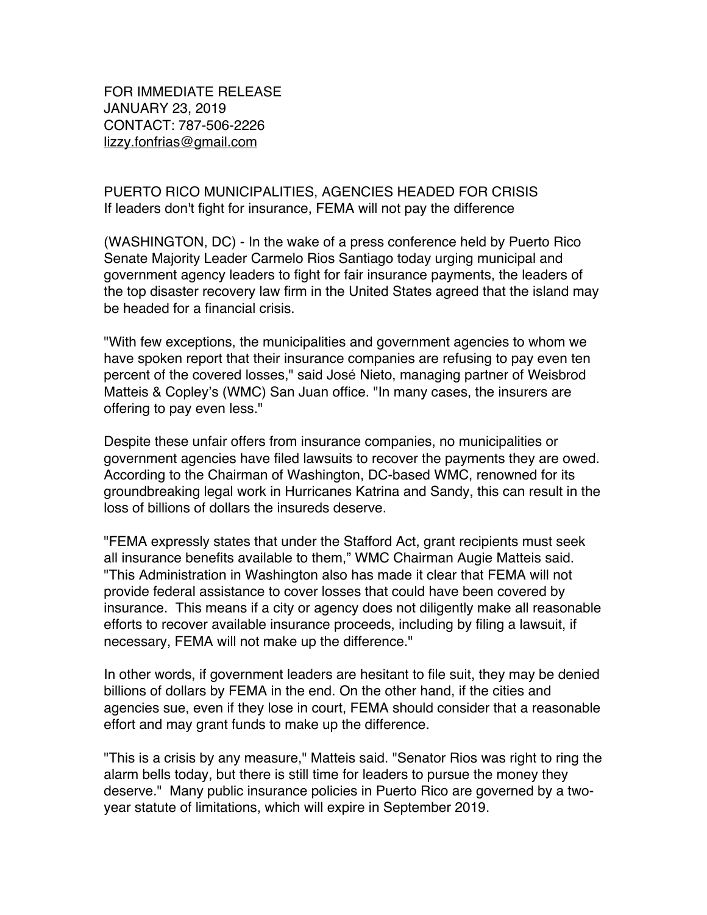FOR IMMEDIATE RELEASE
JANUARY 23, 2019
CONTACT: 787-506-2226
lizzy.fonfrias@gmail.com

PUERTO RICO MUNICIPALITIES, AGENCIES HEADED FOR CRISIS
If leaders don't fight for insurance, FEMA will not pay the difference

(WASHINGTON, DC) - In the wake of a press conference held by Puerto Rico Senate Majority Leader Carmelo Rios Santiago today urging municipal and government agency leaders to fight for fair insurance payments, the leaders of the top disaster recovery law firm in the United States agreed that the island may be headed for a financial crisis.

"With few exceptions, the municipalities and government agencies to whom we have spoken report that their insurance companies are refusing to pay even ten percent of the covered losses," said José Nieto, managing partner of Weisbrod Matteis & Copley's (WMC) San Juan office. "In many cases, the insurers are offering to pay even less."

Despite these unfair offers from insurance companies, no municipalities or government agencies have filed lawsuits to recover the payments they are owed. According to the Chairman of Washington, DC-based WMC, renowned for its groundbreaking legal work in Hurricanes Katrina and Sandy, this can result in the loss of billions of dollars the insureds deserve.

"FEMA expressly states that under the Stafford Act, grant recipients must seek all insurance benefits available to them," WMC Chairman Augie Matteis said. "This Administration in Washington also has made it clear that FEMA will not provide federal assistance to cover losses that could have been covered by insurance. This means if a city or agency does not diligently make all reasonable efforts to recover available insurance proceeds, including by filing a lawsuit, if necessary, FEMA will not make up the difference."

In other words, if government leaders are hesitant to file suit, they may be denied billions of dollars by FEMA in the end. On the other hand, if the cities and agencies sue, even if they lose in court, FEMA should consider that a reasonable effort and may grant funds to make up the difference.

"This is a crisis by any measure," Matteis said. "Senator Rios was right to ring the alarm bells today, but there is still time for leaders to pursue the money they deserve." Many public insurance policies in Puerto Rico are governed by a two-year statute of limitations, which will expire in September 2019.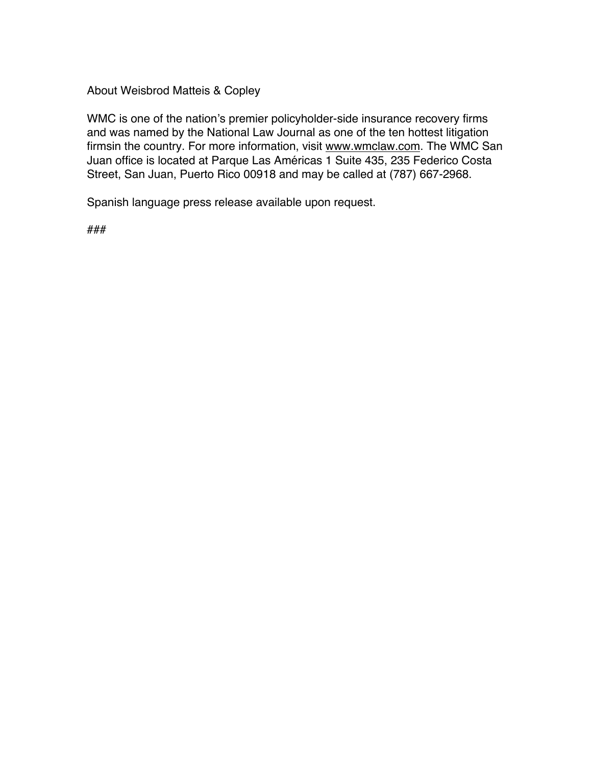About Weisbrod Matteis & Copley

WMC is one of the nation's premier policyholder-side insurance recovery firms and was named by the National Law Journal as one of the ten hottest litigation firmsin the country. For more information, visit www.wmclaw.com. The WMC San Juan office is located at Parque Las Américas 1 Suite 435, 235 Federico Costa Street, San Juan, Puerto Rico 00918 and may be called at (787) 667-2968.

Spanish language press release available upon request.

###